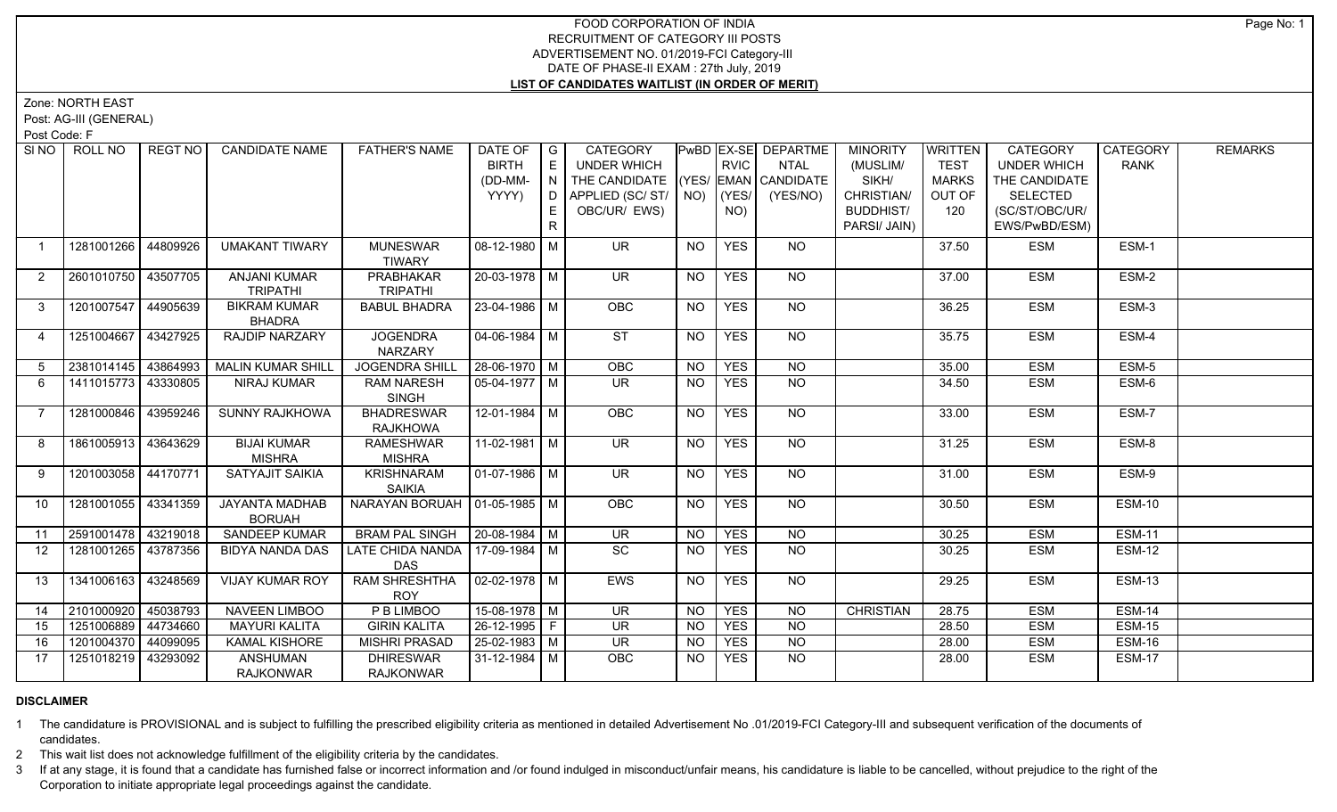# FOOD CORPORATION OF INDIA
## RECRUITMENT OF CATEGORY III POSTS
### ADVERTISEMENT NO. 01/2019-FCI Category-III
### DATE OF PHASE-II EXAM : 27th July, 2019
### LIST OF CANDIDATES WAITLIST (IN ORDER OF MERIT)

Zone: NORTH EAST

Post: AG-III (GENERAL)

Post Code: F

| Sl NO | ROLL NO | REGT NO | CANDIDATE NAME | FATHER'S NAME | DATE OF BIRTH (DD-MM-YYYY) | GENDER | CATEGORY UNDER WHICH THE CANDIDATE APPLIED (SC/ ST/ OBC/UR/ EWS) | PwBD (YES/ NO) | EX-SERVICEMAN (YES/ NO) | DEPARTMENTAL CANDIDATE (YES/NO) | MINORITY (MUSLIM/ SIKH/ CHRISTIAN/ BUDDHIST/ PARSI/ JAIN) | WRITTEN TEST MARKS OUT OF 120 | CATEGORY UNDER WHICH THE CANDIDATE SELECTED (SC/ST/OBC/UR/ EWS/PwBD/ESM) | CATEGORY RANK | REMARKS |
|---|---|---|---|---|---|---|---|---|---|---|---|---|---|---|---|
| 1 | 1281001266 | 44809926 | UMAKANT TIWARY | MUNESWAR TIWARY | 08-12-1980 | M | UR | NO | YES | NO | | 37.50 | ESM | ESM-1 | |
| 2 | 2601010750 | 43507705 | ANJANI KUMAR TRIPATHI | PRABHAKAR TRIPATHI | 20-03-1978 | M | UR | NO | YES | NO | | 37.00 | ESM | ESM-2 | |
| 3 | 1201007547 | 44905639 | BIKRAM KUMAR BHADRA | BABUL BHADRA | 23-04-1986 | M | OBC | NO | YES | NO | | 36.25 | ESM | ESM-3 | |
| 4 | 1251004667 | 43427925 | RAJDIP NARZARY | JOGENDRA NARZARY | 04-06-1984 | M | ST | NO | YES | NO | | 35.75 | ESM | ESM-4 | |
| 5 | 2381014145 | 43864993 | MALIN KUMAR SHILL | JOGENDRA SHILL | 28-06-1970 | M | OBC | NO | YES | NO | | 35.00 | ESM | ESM-5 | |
| 6 | 1411015773 | 43330805 | NIRAJ KUMAR | RAM NARESH SINGH | 05-04-1977 | M | UR | NO | YES | NO | | 34.50 | ESM | ESM-6 | |
| 7 | 1281000846 | 43959246 | SUNNY RAJKHOWA | BHADRESWAR RAJKHOWA | 12-01-1984 | M | OBC | NO | YES | NO | | 33.00 | ESM | ESM-7 | |
| 8 | 1861005913 | 43643629 | BIJAI KUMAR MISHRA | RAMESHWAR MISHRA | 11-02-1981 | M | UR | NO | YES | NO | | 31.25 | ESM | ESM-8 | |
| 9 | 1201003058 | 44170771 | SATYAJIT SAIKIA | KRISHNARAM SAIKIA | 01-07-1986 | M | UR | NO | YES | NO | | 31.00 | ESM | ESM-9 | |
| 10 | 1281001055 | 43341359 | JAYANTA MADHAB BORUAH | NARAYAN BORUAH | 01-05-1985 | M | OBC | NO | YES | NO | | 30.50 | ESM | ESM-10 | |
| 11 | 2591001478 | 43219018 | SANDEEP KUMAR | BRAM PAL SINGH | 20-08-1984 | M | UR | NO | YES | NO | | 30.25 | ESM | ESM-11 | |
| 12 | 1281001265 | 43787356 | BIDYA NANDA DAS | LATE CHIDA NANDA DAS | 17-09-1984 | M | SC | NO | YES | NO | | 30.25 | ESM | ESM-12 | |
| 13 | 1341006163 | 43248569 | VIJAY KUMAR ROY | RAM SHRESHTHA ROY | 02-02-1978 | M | EWS | NO | YES | NO | | 29.25 | ESM | ESM-13 | |
| 14 | 2101000920 | 45038793 | NAVEEN LIMBOO | P B LIMBOO | 15-08-1978 | M | UR | NO | YES | NO | CHRISTIAN | 28.75 | ESM | ESM-14 | |
| 15 | 1251006889 | 44734660 | MAYURI KALITA | GIRIN KALITA | 26-12-1995 | F | UR | NO | YES | NO | | 28.50 | ESM | ESM-15 | |
| 16 | 1201004370 | 44099095 | KAMAL KISHORE | MISHRI PRASAD | 25-02-1983 | M | UR | NO | YES | NO | | 28.00 | ESM | ESM-16 | |
| 17 | 1251018219 | 43293092 | ANSHUMAN RAJKONWAR | DHIRESWAR RAJKONWAR | 31-12-1984 | M | OBC | NO | YES | NO | | 28.00 | ESM | ESM-17 | |

**DISCLAIMER**

1 The candidature is PROVISIONAL and is subject to fulfilling the prescribed eligibility criteria as mentioned in detailed Advertisement No .01/2019-FCI Category-III and subsequent verification of the documents of candidates.

2 This wait list does not acknowledge fulfillment of the eligibility criteria by the candidates.

3 If at any stage, it is found that a candidate has furnished false or incorrect information and /or found indulged in misconduct/unfair means, his candidature is liable to be cancelled, without prejudice to the right of the Corporation to initiate appropriate legal proceedings against the candidate.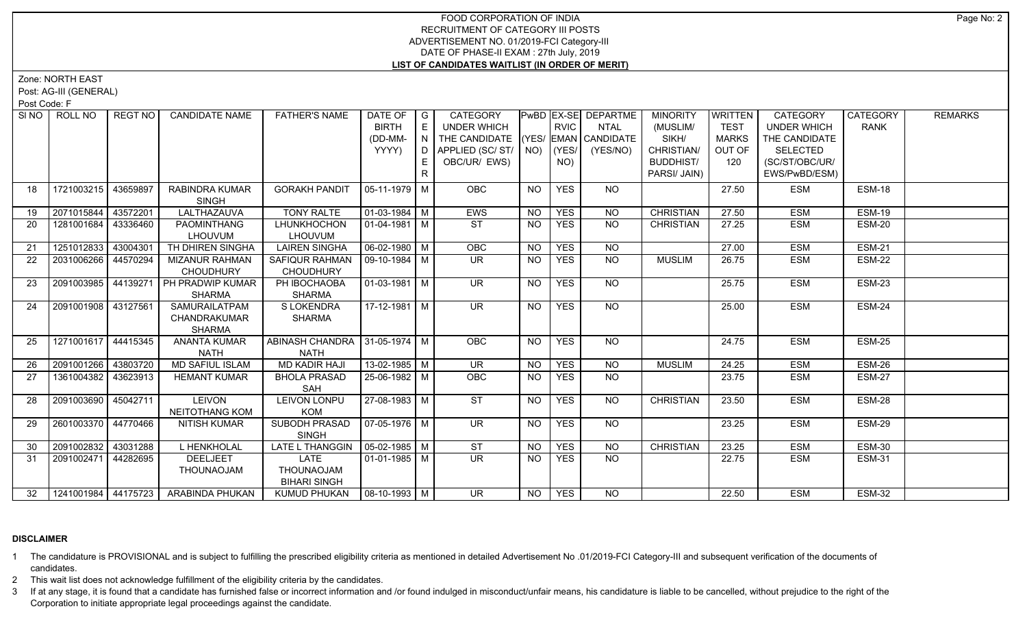FOOD CORPORATION OF INDIA
RECRUITMENT OF CATEGORY III POSTS
ADVERTISEMENT NO. 01/2019-FCI Category-III
DATE OF PHASE-II EXAM : 27th July, 2019
**LIST OF CANDIDATES WAITLIST (IN ORDER OF MERIT)**

Zone: NORTH EAST
Post: AG-III (GENERAL)
Post Code: F

| Sl NO | ROLL NO | REGT NO | CANDIDATE NAME | FATHER'S NAME | DATE OF BIRTH (DD-MM-YYYY) | GENDER | CATEGORY UNDER WHICH THE CANDIDATE APPLIED (SC/ ST/ OBC/UR/ EWS) | PwBD (YES/ NO) | EX-SERVICEMAN (YES/ NO) | DEPARTMENTAL CANDIDATE (YES/NO) | MINORITY (MUSLIM/ SIKH/ CHRISTIAN/ BUDDHIST/ PARSI/ JAIN) | WRITTEN TEST MARKS OUT OF 120 | CATEGORY UNDER WHICH THE CANDIDATE SELECTED (SC/ST/OBC/UR/ EWS/PwBD/ESM) | CATEGORY RANK | REMARKS |
|---|---|---|---|---|---|---|---|---|---|---|---|---|---|---|---|
| 18 | 1721003215 | 43659897 | RABINDRA KUMAR SINGH | GORAKH PANDIT | 05-11-1979 | M | OBC | NO | YES | NO | | 27.50 | ESM | ESM-18 | |
| 19 | 2071015844 | 43572201 | LALTHAZAUVA | TONY RALTE | 01-03-1984 | M | EWS | NO | YES | NO | CHRISTIAN | 27.50 | ESM | ESM-19 | |
| 20 | 1281001684 | 43336460 | PAOMINTHANG LHOUVUM | LHUNKHOCHON LHOUVUM | 01-04-1981 | M | ST | NO | YES | NO | CHRISTIAN | 27.25 | ESM | ESM-20 | |
| 21 | 1251012833 | 43004301 | TH DHIREN SINGHA | LAIREN SINGHA | 06-02-1980 | M | OBC | NO | YES | NO | | 27.00 | ESM | ESM-21 | |
| 22 | 2031006266 | 44570294 | MIZANUR RAHMAN CHOUDHURY | SAFIQUR RAHMAN CHOUDHURY | 09-10-1984 | M | UR | NO | YES | NO | MUSLIM | 26.75 | ESM | ESM-22 | |
| 23 | 2091003985 | 44139271 | PH PRADWIP KUMAR SHARMA | PH IBOCHAOBA SHARMA | 01-03-1981 | M | UR | NO | YES | NO | | 25.75 | ESM | ESM-23 | |
| 24 | 2091001908 | 43127561 | SAMURAILATPAM CHANDRAKUMAR SHARMA | S LOKENDRA SHARMA | 17-12-1981 | M | UR | NO | YES | NO | | 25.00 | ESM | ESM-24 | |
| 25 | 1271001617 | 44415345 | ANANTA KUMAR NATH | ABINASH CHANDRA NATH | 31-05-1974 | M | OBC | NO | YES | NO | | 24.75 | ESM | ESM-25 | |
| 26 | 2091001266 | 43803720 | MD SAFIUL ISLAM | MD KADIR HAJI | 13-02-1985 | M | UR | NO | YES | NO | MUSLIM | 24.25 | ESM | ESM-26 | |
| 27 | 1361004382 | 43623913 | HEMANT KUMAR | BHOLA PRASAD SAH | 25-06-1982 | M | OBC | NO | YES | NO | | 23.75 | ESM | ESM-27 | |
| 28 | 2091003690 | 45042711 | LEIVON NEITOTHANG KOM | LEIVON LONPU KOM | 27-08-1983 | M | ST | NO | YES | NO | CHRISTIAN | 23.50 | ESM | ESM-28 | |
| 29 | 2601003370 | 44770466 | NITISH KUMAR | SUBODH PRASAD SINGH | 07-05-1976 | M | UR | NO | YES | NO | | 23.25 | ESM | ESM-29 | |
| 30 | 2091002832 | 43031288 | L HENKHOLAL | LATE L THANGGIN | 05-02-1985 | M | ST | NO | YES | NO | CHRISTIAN | 23.25 | ESM | ESM-30 | |
| 31 | 2091002471 | 44282695 | DEELJEET THOUNAOJAM | LATE THOUNAOJAM BIHARI SINGH | 01-01-1985 | M | UR | NO | YES | NO | | 22.75 | ESM | ESM-31 | |
| 32 | 1241001984 | 44175723 | ARABINDA PHUKAN | KUMUD PHUKAN | 08-10-1993 | M | UR | NO | YES | NO | | 22.50 | ESM | ESM-32 | |

**DISCLAIMER**

1. The candidature is PROVISIONAL and is subject to fulfilling the prescribed eligibility criteria as mentioned in detailed Advertisement No .01/2019-FCI Category-III and subsequent verification of the documents of candidates.
2. This wait list does not acknowledge fulfillment of the eligibility criteria by the candidates.
3. If at any stage, it is found that a candidate has furnished false or incorrect information and /or found indulged in misconduct/unfair means, his candidature is liable to be cancelled, without prejudice to the right of the Corporation to initiate appropriate legal proceedings against the candidate.